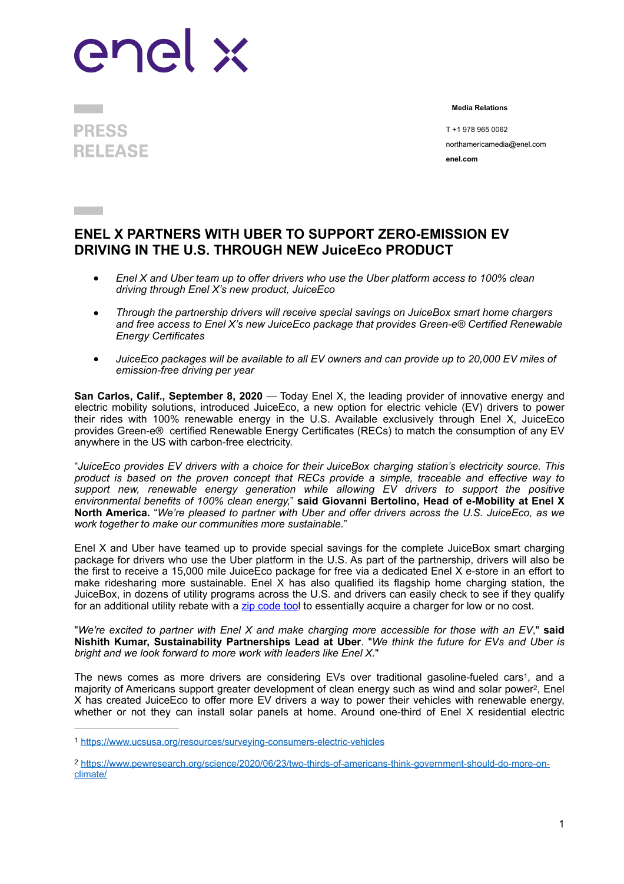enel x

**PRESS RELEASE**

**Media Relations**

T +1 978 965 0062

northamericamedia@enel.com

**enel.com**

## ENEL X PARTNERS WITH UBER TO SUPPORT ZERO-EMISSION EV DRIVING IN THE U.S. THROUGH NEW JuiceEco PRODUCT

- *Enel X and Uber team up to offer drivers who use the Uber platform access to 100% clean driving through Enel X's new product, JuiceEco*
- *Through the partnership drivers will receive special savings on JuiceBox smart home chargers and free access to Enel X's new JuiceEco package that provides Green-e® Certified Renewable Energy Certificates*
- *JuiceEco packages will be available to all EV owners and can provide up to 20,000 EV miles of emission-free driving per year*

**San Carlos, Calif., September 8, 2020** — Today Enel X, the leading provider of innovative energy and electric mobility solutions, introduced JuiceEco, a new option for electric vehicle (EV) drivers to power their rides with 100% renewable energy in the U.S. Available exclusively through Enel X, JuiceEco provides Green-e® certified Renewable Energy Certificates (RECs) to match the consumption of any EV anywhere in the US with carbon-free electricity.

"*JuiceEco provides EV drivers with a choice for their JuiceBox charging station's electricity source. This product is based on the proven concept that RECs provide a simple, traceable and effective way to support new, renewable energy generation while allowing EV drivers to support the positive environmental benefits of 100% clean energy,*" **said Giovanni Bertolino, Head of e-Mobility at Enel X North America.** "*We're pleased to partner with Uber and offer drivers across the U.S. JuiceEco, as we work together to make our communities more sustainable.*"

Enel X and Uber have teamed up to provide special savings for the complete JuiceBox smart charging package for drivers who use the Uber platform in the U.S. As part of the partnership, drivers will also be the first to receive a 15,000 mile JuiceEco package for free via a dedicated Enel X e-store in an effort to make ridesharing more sustainable. Enel X has also qualified its flagship home charging station, the JuiceBox, in dozens of utility programs across the U.S. and drivers can easily check to see if they qualify for an additional utility rebate with a zip code tool to essentially acquire a charger for low or no cost.

"*We're excited to partner with Enel X and make charging more accessible for those with an EV*," **said Nishith Kumar, Sustainability Partnerships Lead at Uber**. "*We think the future for EVs and Uber is bright and we look forward to more work with leaders like Enel X.*"

The news comes as more drivers are considering EVs over traditional gasoline-fueled cars[1], and a majority of Americans support greater development of clean energy such as wind and solar power[2], Enel X has created JuiceEco to offer more EV drivers a way to power their vehicles with renewable energy, whether or not they can install solar panels at home. Around one-third of Enel X residential electric

---

[1] https://www.ucsusa.org/resources/surveying-consumers-electric-vehicles

[2] https://www.pewresearch.org/science/2020/06/23/two-thirds-of-americans-think-government-should-do-more-on-climate/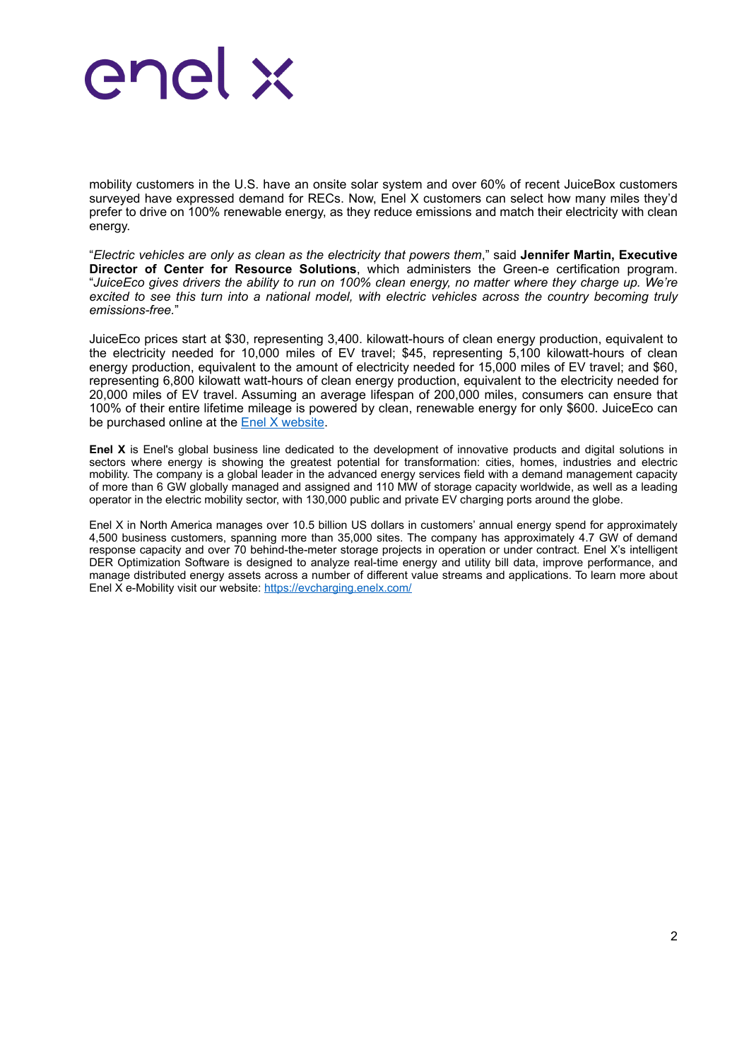mobility customers in the U.S. have an onsite solar system and over 60% of recent JuiceBox customers surveyed have expressed demand for RECs. Now, Enel X customers can select how many miles they'd prefer to drive on 100% renewable energy, as they reduce emissions and match their electricity with clean energy.

"*Electric vehicles are only as clean as the electricity that powers them*," said **Jennifer Martin, Executive Director of Center for Resource Solutions**, which administers the Green-e certification program. "*JuiceEco gives drivers the ability to run on 100% clean energy, no matter where they charge up. We're excited to see this turn into a national model, with electric vehicles across the country becoming truly emissions-free.*"

JuiceEco prices start at $30, representing 3,400. kilowatt-hours of clean energy production, equivalent to the electricity needed for 10,000 miles of EV travel; $45, representing 5,100 kilowatt-hours of clean energy production, equivalent to the amount of electricity needed for 15,000 miles of EV travel; and $60, representing 6,800 kilowatt watt-hours of clean energy production, equivalent to the electricity needed for 20,000 miles of EV travel. Assuming an average lifespan of 200,000 miles, consumers can ensure that 100% of their entire lifetime mileage is powered by clean, renewable energy for only $600. JuiceEco can be purchased online at the [Enel X website](#).

**Enel X** is Enel's global business line dedicated to the development of innovative products and digital solutions in sectors where energy is showing the greatest potential for transformation: cities, homes, industries and electric mobility. The company is a global leader in the advanced energy services field with a demand management capacity of more than 6 GW globally managed and assigned and 110 MW of storage capacity worldwide, as well as a leading operator in the electric mobility sector, with 130,000 public and private EV charging ports around the globe.

Enel X in North America manages over 10.5 billion US dollars in customers' annual energy spend for approximately 4,500 business customers, spanning more than 35,000 sites. The company has approximately 4.7 GW of demand response capacity and over 70 behind-the-meter storage projects in operation or under contract. Enel X's intelligent DER Optimization Software is designed to analyze real-time energy and utility bill data, improve performance, and manage distributed energy assets across a number of different value streams and applications. To learn more about Enel X e-Mobility visit our website: https://evcharging.enelx.com/